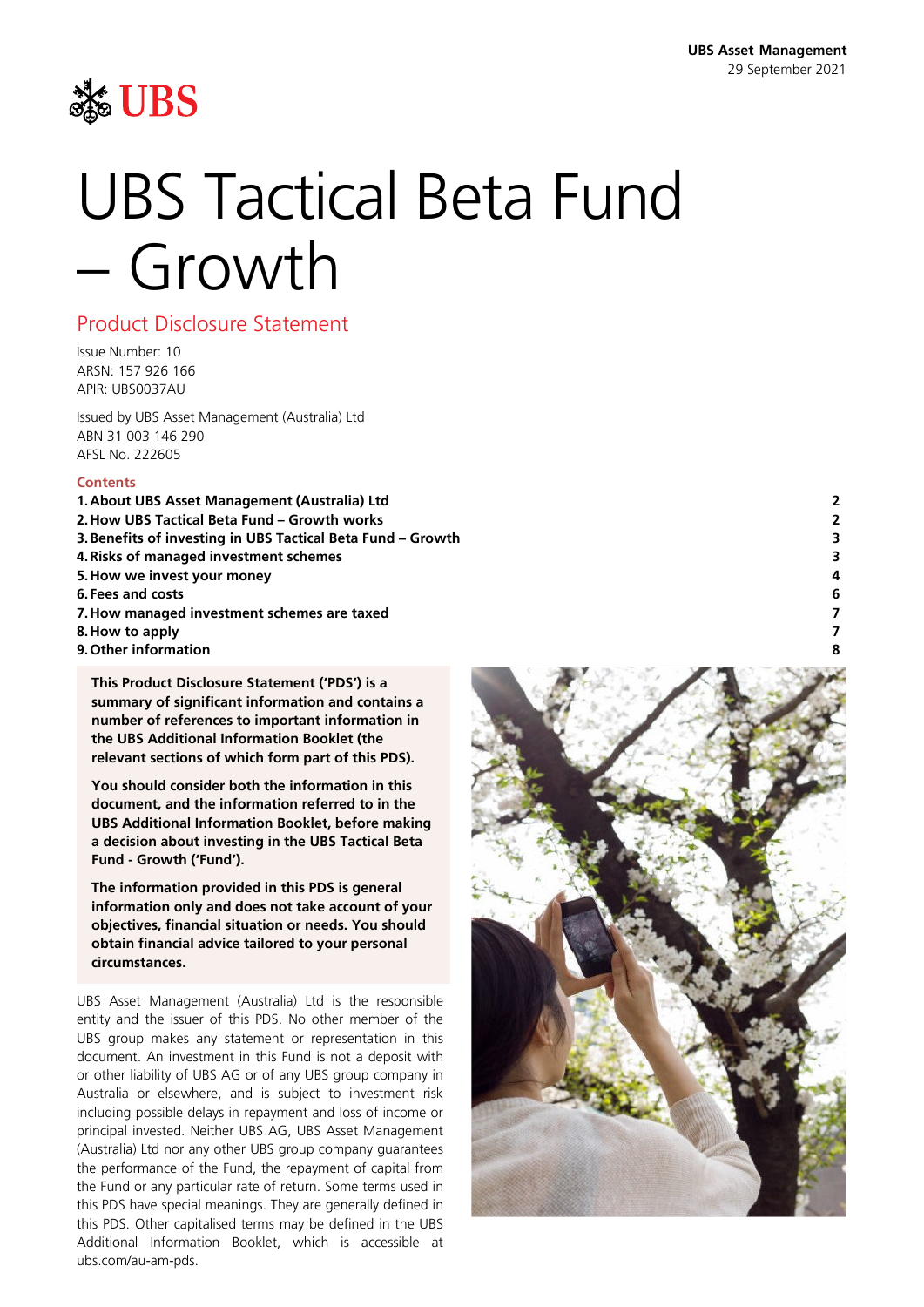UBS Asset Management
29 September 2021

UBS

# UBS Tactical Beta Fund – Growth

## Product Disclosure Statement

Issue Number: 10
ARSN: 157 926 166
APIR: UBS0037AU

Issued by UBS Asset Management (Australia) Ltd
ABN 31 003 146 290
AFSL No. 222605

**Contents**

| | |
|---|---|
| **1. About UBS Asset Management (Australia) Ltd** | **2** |
| **2. How UBS Tactical Beta Fund – Growth works** | **2** |
| **3. Benefits of investing in UBS Tactical Beta Fund – Growth** | **3** |
| **4. Risks of managed investment schemes** | **3** |
| **5. How we invest your money** | **4** |
| **6. Fees and costs** | **6** |
| **7. How managed investment schemes are taxed** | **7** |
| **8. How to apply** | **7** |
| **9. Other information** | **8** |

**This Product Disclosure Statement ('PDS') is a summary of significant information and contains a number of references to important information in the UBS Additional Information Booklet (the relevant sections of which form part of this PDS).**

**You should consider both the information in this document, and the information referred to in the UBS Additional Information Booklet, before making a decision about investing in the UBS Tactical Beta Fund - Growth ('Fund').**

**The information provided in this PDS is general information only and does not take account of your objectives, financial situation or needs. You should obtain financial advice tailored to your personal circumstances.**

UBS Asset Management (Australia) Ltd is the responsible entity and the issuer of this PDS. No other member of the UBS group makes any statement or representation in this document. An investment in this Fund is not a deposit with or other liability of UBS AG or of any UBS group company in Australia or elsewhere, and is subject to investment risk including possible delays in repayment and loss of income or principal invested. Neither UBS AG, UBS Asset Management (Australia) Ltd nor any other UBS group company guarantees the performance of the Fund, the repayment of capital from the Fund or any particular rate of return. Some terms used in this PDS have special meanings. They are generally defined in this PDS. Other capitalised terms may be defined in the UBS Additional Information Booklet, which is accessible at ubs.com/au-am-pds.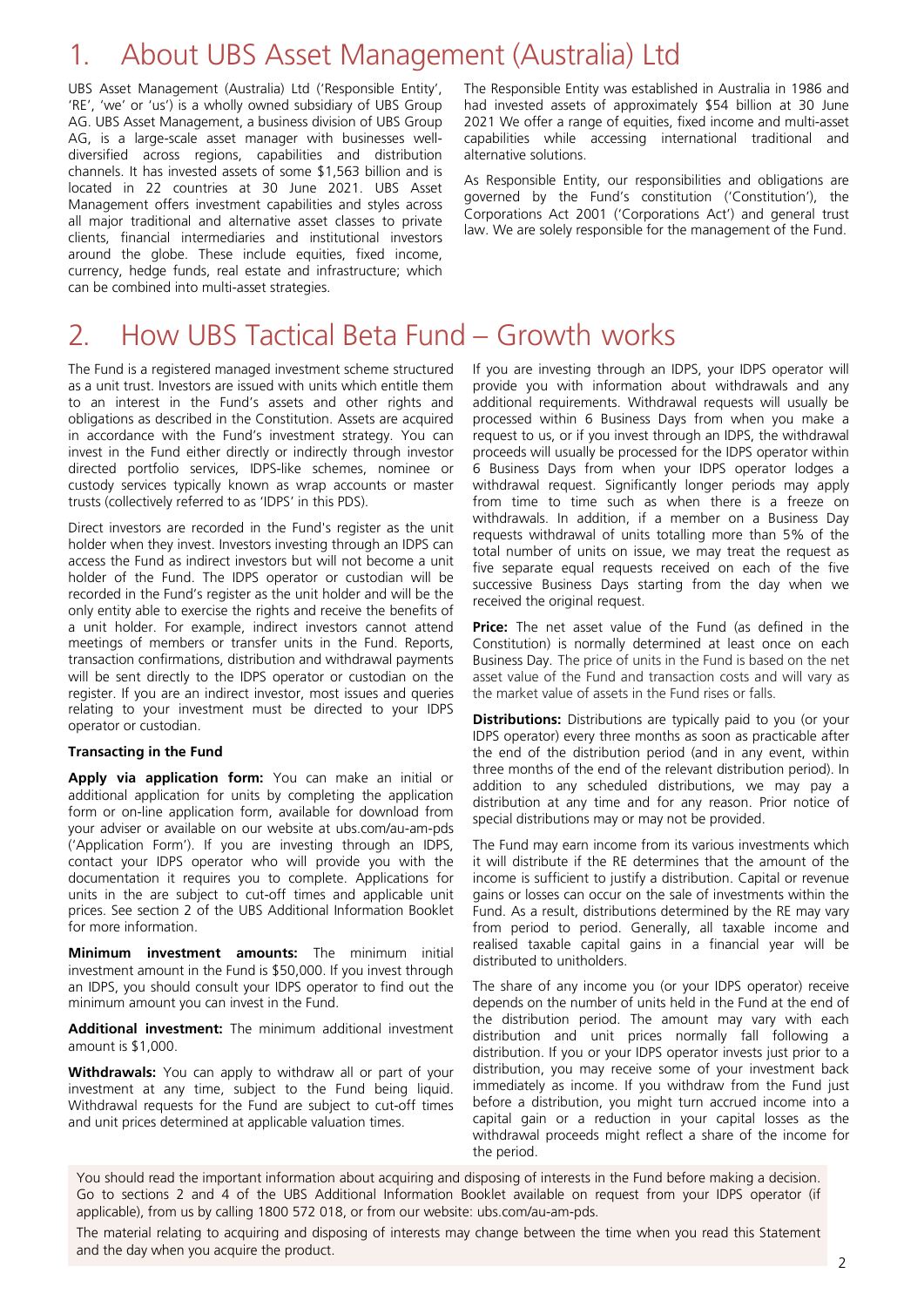# 1. About UBS Asset Management (Australia) Ltd

UBS Asset Management (Australia) Ltd ('Responsible Entity', 'RE', 'we' or 'us') is a wholly owned subsidiary of UBS Group AG. UBS Asset Management, a business division of UBS Group AG, is a large-scale asset manager with businesses well-diversified across regions, capabilities and distribution channels. It has invested assets of some $1,563 billion and is located in 22 countries at 30 June 2021. UBS Asset Management offers investment capabilities and styles across all major traditional and alternative asset classes to private clients, financial intermediaries and institutional investors around the globe. These include equities, fixed income, currency, hedge funds, real estate and infrastructure; which can be combined into multi-asset strategies.

The Responsible Entity was established in Australia in 1986 and had invested assets of approximately $54 billion at 30 June 2021 We offer a range of equities, fixed income and multi-asset capabilities while accessing international traditional and alternative solutions.

As Responsible Entity, our responsibilities and obligations are governed by the Fund's constitution ('Constitution'), the Corporations Act 2001 ('Corporations Act') and general trust law. We are solely responsible for the management of the Fund.

# 2. How UBS Tactical Beta Fund – Growth works

The Fund is a registered managed investment scheme structured as a unit trust. Investors are issued with units which entitle them to an interest in the Fund's assets and other rights and obligations as described in the Constitution. Assets are acquired in accordance with the Fund's investment strategy. You can invest in the Fund either directly or indirectly through investor directed portfolio services, IDPS-like schemes, nominee or custody services typically known as wrap accounts or master trusts (collectively referred to as 'IDPS' in this PDS).

Direct investors are recorded in the Fund's register as the unit holder when they invest. Investors investing through an IDPS can access the Fund as indirect investors but will not become a unit holder of the Fund. The IDPS operator or custodian will be recorded in the Fund's register as the unit holder and will be the only entity able to exercise the rights and receive the benefits of a unit holder. For example, indirect investors cannot attend meetings of members or transfer units in the Fund. Reports, transaction confirmations, distribution and withdrawal payments will be sent directly to the IDPS operator or custodian on the register. If you are an indirect investor, most issues and queries relating to your investment must be directed to your IDPS operator or custodian.

**Transacting in the Fund**

**Apply via application form:** You can make an initial or additional application for units by completing the application form or on-line application form, available for download from your adviser or available on our website at ubs.com/au-am-pds ('Application Form'). If you are investing through an IDPS, contact your IDPS operator who will provide you with the documentation it requires you to complete. Applications for units in the are subject to cut-off times and applicable unit prices. See section 2 of the UBS Additional Information Booklet for more information.

**Minimum investment amounts:** The minimum initial investment amount in the Fund is $50,000. If you invest through an IDPS, you should consult your IDPS operator to find out the minimum amount you can invest in the Fund.

**Additional investment:** The minimum additional investment amount is $1,000.

**Withdrawals:** You can apply to withdraw all or part of your investment at any time, subject to the Fund being liquid. Withdrawal requests for the Fund are subject to cut-off times and unit prices determined at applicable valuation times.

If you are investing through an IDPS, your IDPS operator will provide you with information about withdrawals and any additional requirements. Withdrawal requests will usually be processed within 6 Business Days from when you make a request to us, or if you invest through an IDPS, the withdrawal proceeds will usually be processed for the IDPS operator within 6 Business Days from when your IDPS operator lodges a withdrawal request. Significantly longer periods may apply from time to time such as when there is a freeze on withdrawals. In addition, if a member on a Business Day requests withdrawal of units totalling more than 5% of the total number of units on issue, we may treat the request as five separate equal requests received on each of the five successive Business Days starting from the day when we received the original request.

**Price:** The net asset value of the Fund (as defined in the Constitution) is normally determined at least once on each Business Day. The price of units in the Fund is based on the net asset value of the Fund and transaction costs and will vary as the market value of assets in the Fund rises or falls.

**Distributions:** Distributions are typically paid to you (or your IDPS operator) every three months as soon as practicable after the end of the distribution period (and in any event, within three months of the end of the relevant distribution period). In addition to any scheduled distributions, we may pay a distribution at any time and for any reason. Prior notice of special distributions may or may not be provided.

The Fund may earn income from its various investments which it will distribute if the RE determines that the amount of the income is sufficient to justify a distribution. Capital or revenue gains or losses can occur on the sale of investments within the Fund. As a result, distributions determined by the RE may vary from period to period. Generally, all taxable income and realised taxable capital gains in a financial year will be distributed to unitholders.

The share of any income you (or your IDPS operator) receive depends on the number of units held in the Fund at the end of the distribution period. The amount may vary with each distribution and unit prices normally fall following a distribution. If you or your IDPS operator invests just prior to a distribution, you may receive some of your investment back immediately as income. If you withdraw from the Fund just before a distribution, you might turn accrued income into a capital gain or a reduction in your capital losses as the withdrawal proceeds might reflect a share of the income for the period.

You should read the important information about acquiring and disposing of interests in the Fund before making a decision. Go to sections 2 and 4 of the UBS Additional Information Booklet available on request from your IDPS operator (if applicable), from us by calling 1800 572 018, or from our website: ubs.com/au-am-pds.

The material relating to acquiring and disposing of interests may change between the time when you read this Statement and the day when you acquire the product.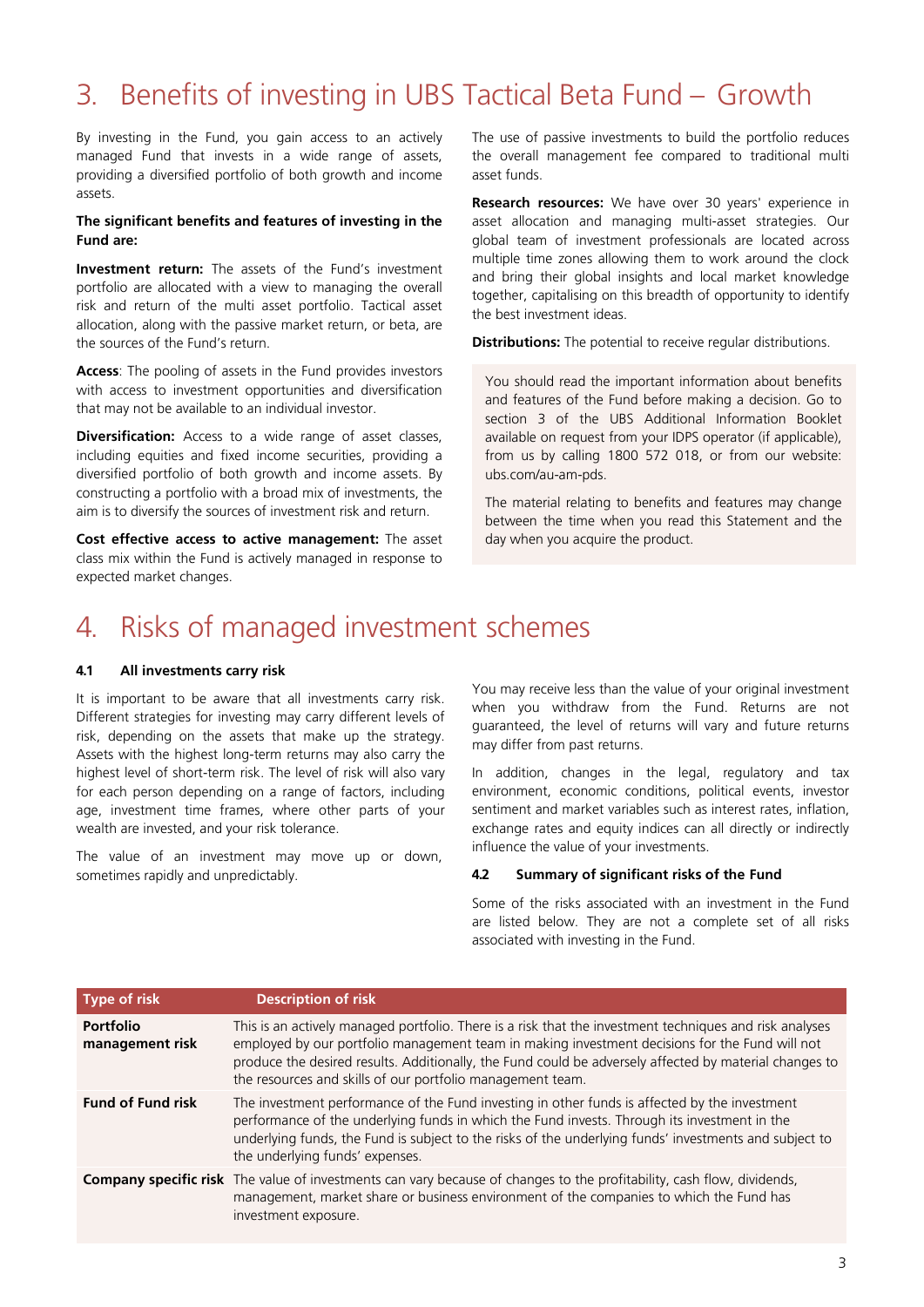# 3. Benefits of investing in UBS Tactical Beta Fund – Growth

By investing in the Fund, you gain access to an actively managed Fund that invests in a wide range of assets, providing a diversified portfolio of both growth and income assets.

**The significant benefits and features of investing in the Fund are:**

**Investment return:** The assets of the Fund's investment portfolio are allocated with a view to managing the overall risk and return of the multi asset portfolio. Tactical asset allocation, along with the passive market return, or beta, are the sources of the Fund's return.

**Access**: The pooling of assets in the Fund provides investors with access to investment opportunities and diversification that may not be available to an individual investor.

**Diversification:** Access to a wide range of asset classes, including equities and fixed income securities, providing a diversified portfolio of both growth and income assets. By constructing a portfolio with a broad mix of investments, the aim is to diversify the sources of investment risk and return.

**Cost effective access to active management:** The asset class mix within the Fund is actively managed in response to expected market changes.

The use of passive investments to build the portfolio reduces the overall management fee compared to traditional multi asset funds.

**Research resources:** We have over 30 years' experience in asset allocation and managing multi-asset strategies. Our global team of investment professionals are located across multiple time zones allowing them to work around the clock and bring their global insights and local market knowledge together, capitalising on this breadth of opportunity to identify the best investment ideas.

**Distributions:** The potential to receive regular distributions.

You should read the important information about benefits and features of the Fund before making a decision. Go to section 3 of the UBS Additional Information Booklet available on request from your IDPS operator (if applicable), from us by calling 1800 572 018, or from our website: ubs.com/au-am-pds.

The material relating to benefits and features may change between the time when you read this Statement and the day when you acquire the product.

# 4. Risks of managed investment schemes

### 4.1 All investments carry risk

It is important to be aware that all investments carry risk. Different strategies for investing may carry different levels of risk, depending on the assets that make up the strategy. Assets with the highest long-term returns may also carry the highest level of short-term risk. The level of risk will also vary for each person depending on a range of factors, including age, investment time frames, where other parts of your wealth are invested, and your risk tolerance.

The value of an investment may move up or down, sometimes rapidly and unpredictably.

You may receive less than the value of your original investment when you withdraw from the Fund. Returns are not guaranteed, the level of returns will vary and future returns may differ from past returns.

In addition, changes in the legal, regulatory and tax environment, economic conditions, political events, investor sentiment and market variables such as interest rates, inflation, exchange rates and equity indices can all directly or indirectly influence the value of your investments.

### 4.2 Summary of significant risks of the Fund

Some of the risks associated with an investment in the Fund are listed below. They are not a complete set of all risks associated with investing in the Fund.

| Type of risk | Description of risk |
|---|---|
| **Portfolio management risk** | This is an actively managed portfolio. There is a risk that the investment techniques and risk analyses employed by our portfolio management team in making investment decisions for the Fund will not produce the desired results. Additionally, the Fund could be adversely affected by material changes to the resources and skills of our portfolio management team. |
| **Fund of Fund risk** | The investment performance of the Fund investing in other funds is affected by the investment performance of the underlying funds in which the Fund invests. Through its investment in the underlying funds, the Fund is subject to the risks of the underlying funds' investments and subject to the underlying funds' expenses. |
| **Company specific risk** | The value of investments can vary because of changes to the profitability, cash flow, dividends, management, market share or business environment of the companies to which the Fund has investment exposure. |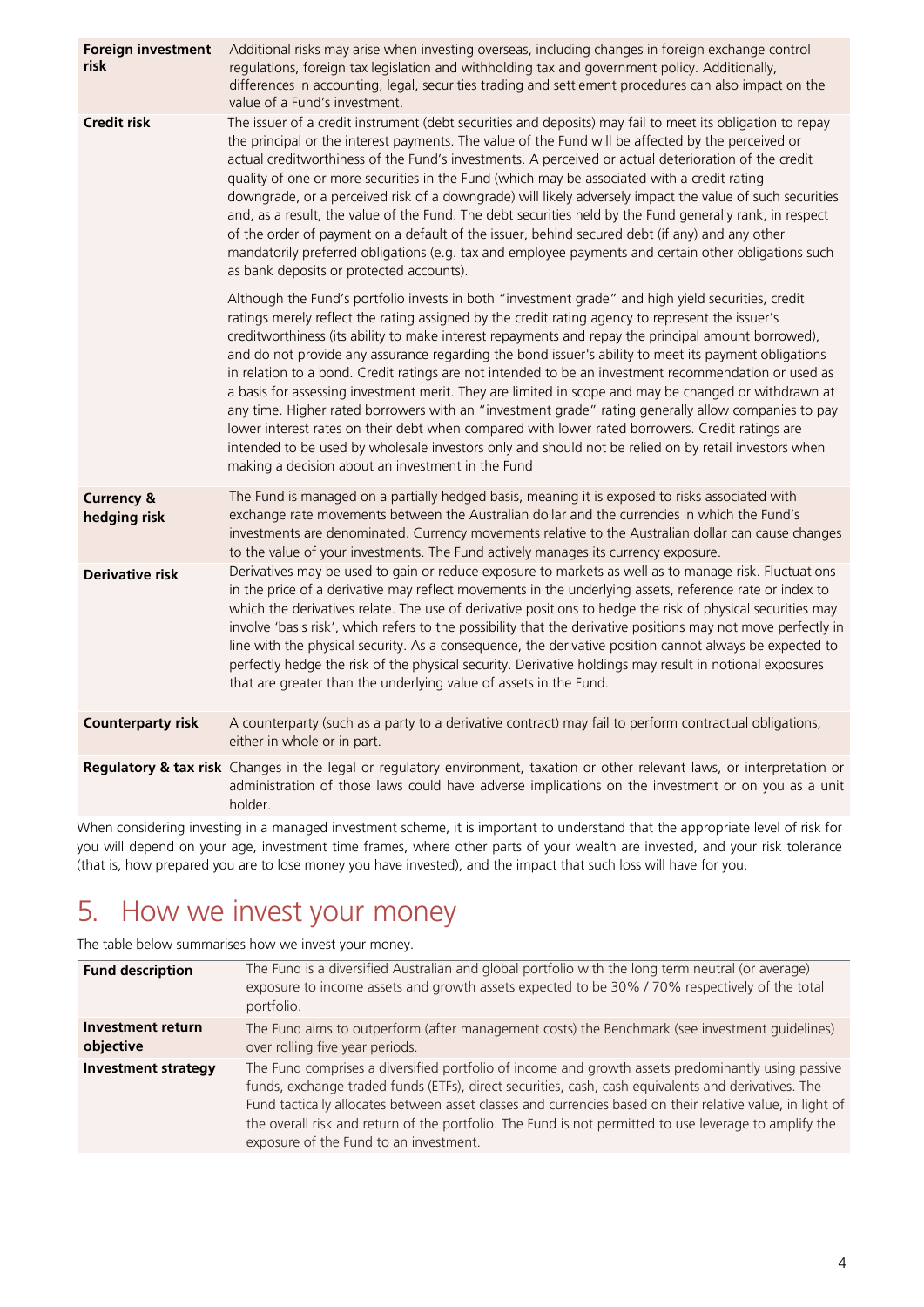| | |
|---|---|
| **Foreign investment risk** | Additional risks may arise when investing overseas, including changes in foreign exchange control regulations, foreign tax legislation and withholding tax and government policy. Additionally, differences in accounting, legal, securities trading and settlement procedures can also impact on the value of a Fund's investment. |
| **Credit risk** | The issuer of a credit instrument (debt securities and deposits) may fail to meet its obligation to repay the principal or the interest payments. The value of the Fund will be affected by the perceived or actual creditworthiness of the Fund's investments. A perceived or actual deterioration of the credit quality of one or more securities in the Fund (which may be associated with a credit rating downgrade, or a perceived risk of a downgrade) will likely adversely impact the value of such securities and, as a result, the value of the Fund. The debt securities held by the Fund generally rank, in respect of the order of payment on a default of the issuer, behind secured debt (if any) and any other mandatorily preferred obligations (e.g. tax and employee payments and certain other obligations such as bank deposits or protected accounts).<br><br>Although the Fund's portfolio invests in both "investment grade" and high yield securities, credit ratings merely reflect the rating assigned by the credit rating agency to represent the issuer's creditworthiness (its ability to make interest repayments and repay the principal amount borrowed), and do not provide any assurance regarding the bond issuer's ability to meet its payment obligations in relation to a bond. Credit ratings are not intended to be an investment recommendation or used as a basis for assessing investment merit. They are limited in scope and may be changed or withdrawn at any time. Higher rated borrowers with an "investment grade" rating generally allow companies to pay lower interest rates on their debt when compared with lower rated borrowers. Credit ratings are intended to be used by wholesale investors only and should not be relied on by retail investors when making a decision about an investment in the Fund |
| **Currency & hedging risk** | The Fund is managed on a partially hedged basis, meaning it is exposed to risks associated with exchange rate movements between the Australian dollar and the currencies in which the Fund's investments are denominated. Currency movements relative to the Australian dollar can cause changes to the value of your investments. The Fund actively manages its currency exposure. |
| **Derivative risk** | Derivatives may be used to gain or reduce exposure to markets as well as to manage risk. Fluctuations in the price of a derivative may reflect movements in the underlying assets, reference rate or index to which the derivatives relate. The use of derivative positions to hedge the risk of physical securities may involve 'basis risk', which refers to the possibility that the derivative positions may not move perfectly in line with the physical security. As a consequence, the derivative position cannot always be expected to perfectly hedge the risk of the physical security. Derivative holdings may result in notional exposures that are greater than the underlying value of assets in the Fund. |
| **Counterparty risk** | A counterparty (such as a party to a derivative contract) may fail to perform contractual obligations, either in whole or in part. |
| **Regulatory & tax risk** | Changes in the legal or regulatory environment, taxation or other relevant laws, or interpretation or administration of those laws could have adverse implications on the investment or on you as a unit holder. |

When considering investing in a managed investment scheme, it is important to understand that the appropriate level of risk for you will depend on your age, investment time frames, where other parts of your wealth are invested, and your risk tolerance (that is, how prepared you are to lose money you have invested), and the impact that such loss will have for you.

# 5. How we invest your money

The table below summarises how we invest your money.

| | |
|---|---|
| **Fund description** | The Fund is a diversified Australian and global portfolio with the long term neutral (or average) exposure to income assets and growth assets expected to be 30% / 70% respectively of the total portfolio. |
| **Investment return objective** | The Fund aims to outperform (after management costs) the Benchmark (see investment guidelines) over rolling five year periods. |
| **Investment strategy** | The Fund comprises a diversified portfolio of income and growth assets predominantly using passive funds, exchange traded funds (ETFs), direct securities, cash, cash equivalents and derivatives. The Fund tactically allocates between asset classes and currencies based on their relative value, in light of the overall risk and return of the portfolio. The Fund is not permitted to use leverage to amplify the exposure of the Fund to an investment. |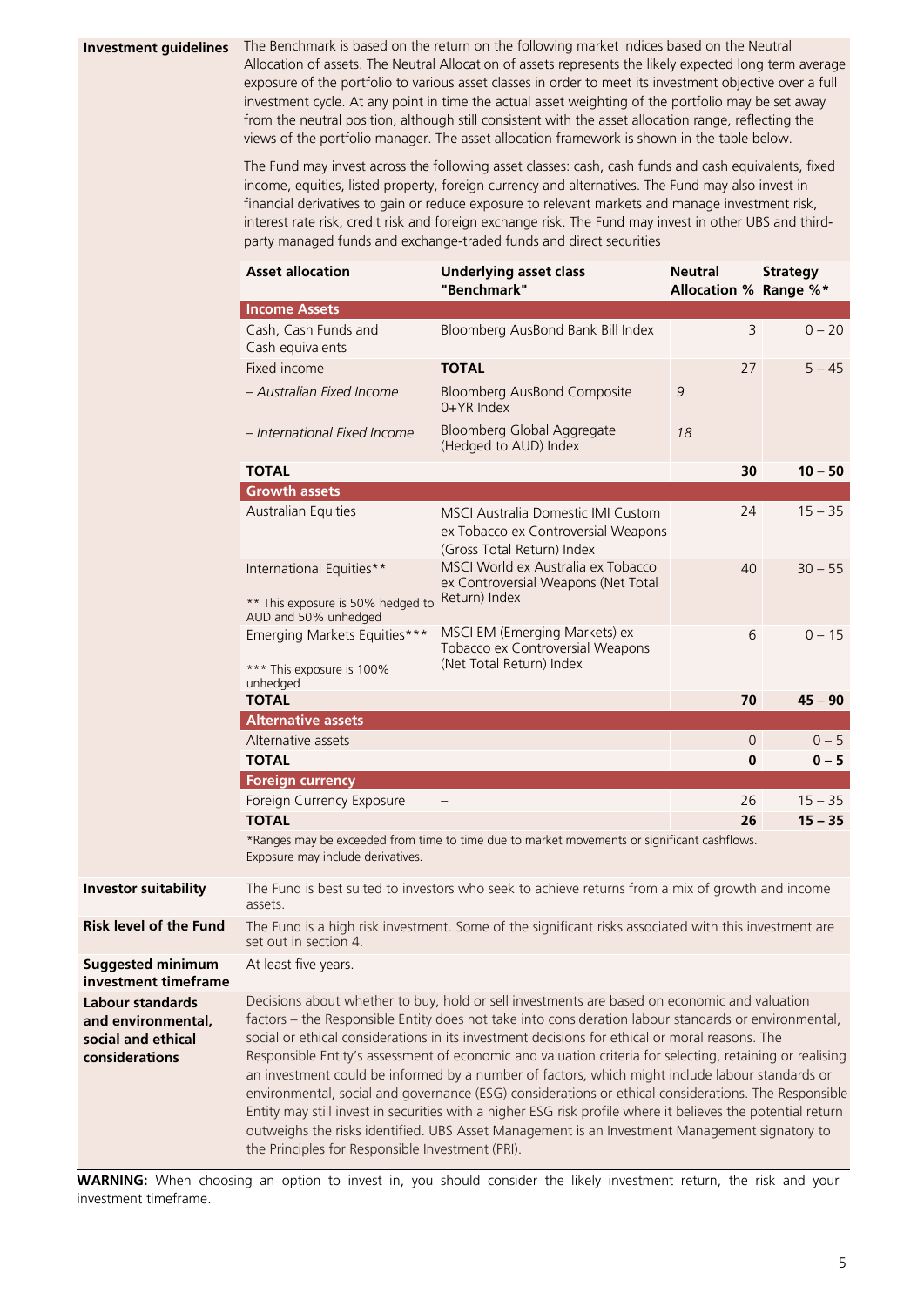**Investment guidelines**

The Benchmark is based on the return on the following market indices based on the Neutral Allocation of assets. The Neutral Allocation of assets represents the likely expected long term average exposure of the portfolio to various asset classes in order to meet its investment objective over a full investment cycle. At any point in time the actual asset weighting of the portfolio may be set away from the neutral position, although still consistent with the asset allocation range, reflecting the views of the portfolio manager. The asset allocation framework is shown in the table below.

The Fund may invest across the following asset classes: cash, cash funds and cash equivalents, fixed income, equities, listed property, foreign currency and alternatives. The Fund may also invest in financial derivatives to gain or reduce exposure to relevant markets and manage investment risk, interest rate risk, credit risk and foreign exchange risk. The Fund may invest in other UBS and third-party managed funds and exchange-traded funds and direct securities

| Asset allocation | Underlying asset class "Benchmark" | Neutral Allocation % | Strategy Range %* |
|---|---|---|---|
| **Income Assets** | | | |
| Cash, Cash Funds and Cash equivalents | Bloomberg AusBond Bank Bill Index | 3 | 0 – 20 |
| Fixed income | **TOTAL** | 27 | 5 – 45 |
| *– Australian Fixed Income* | Bloomberg AusBond Composite 0+YR Index | *9* | |
| *– International Fixed Income* | Bloomberg Global Aggregate (Hedged to AUD) Index | *18* | |
| **TOTAL** | | **30** | **10 – 50** |
| **Growth assets** | | | |
| Australian Equities | MSCI Australia Domestic IMI Custom ex Tobacco ex Controversial Weapons (Gross Total Return) Index | 24 | 15 – 35 |
| International Equities** <br> ** This exposure is 50% hedged to AUD and 50% unhedged | MSCI World ex Australia ex Tobacco ex Controversial Weapons (Net Total Return) Index | 40 | 30 – 55 |
| Emerging Markets Equities*** <br> *** This exposure is 100% unhedged | MSCI EM (Emerging Markets) ex Tobacco ex Controversial Weapons (Net Total Return) Index | 6 | 0 – 15 |
| **TOTAL** | | **70** | **45 – 90** |
| **Alternative assets** | | | |
| Alternative assets | | 0 | 0 – 5 |
| **TOTAL** | | **0** | **0 – 5** |
| **Foreign currency** | | | |
| Foreign Currency Exposure | – | 26 | 15 – 35 |
| **TOTAL** | | **26** | **15 – 35** |

*Ranges may be exceeded from time to time due to market movements or significant cashflows. Exposure may include derivatives.

**Investor suitability**

The Fund is best suited to investors who seek to achieve returns from a mix of growth and income assets.

**Risk level of the Fund**

The Fund is a high risk investment. Some of the significant risks associated with this investment are set out in section 4.

**Suggested minimum investment timeframe**

At least five years.

**Labour standards and environmental, social and ethical considerations**

Decisions about whether to buy, hold or sell investments are based on economic and valuation factors – the Responsible Entity does not take into consideration labour standards or environmental, social or ethical considerations in its investment decisions for ethical or moral reasons. The Responsible Entity's assessment of economic and valuation criteria for selecting, retaining or realising an investment could be informed by a number of factors, which might include labour standards or environmental, social and governance (ESG) considerations or ethical considerations. The Responsible Entity may still invest in securities with a higher ESG risk profile where it believes the potential return outweighs the risks identified. UBS Asset Management is an Investment Management signatory to the Principles for Responsible Investment (PRI).

**WARNING:** When choosing an option to invest in, you should consider the likely investment return, the risk and your investment timeframe.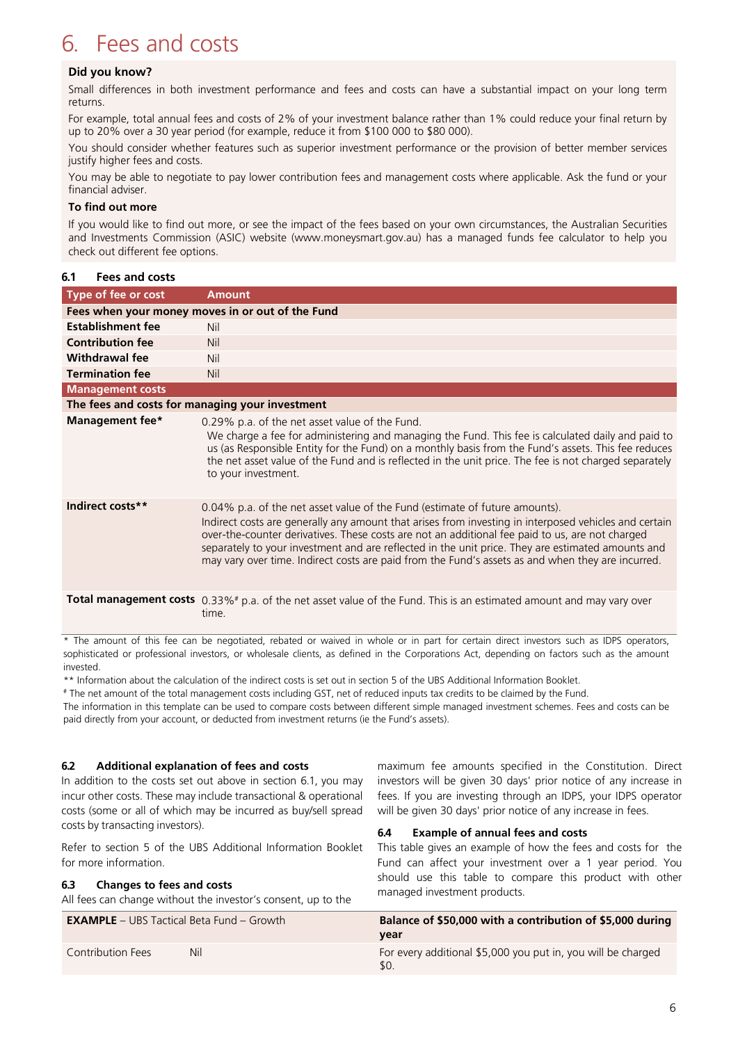# 6. Fees and costs

**Did you know?**

Small differences in both investment performance and fees and costs can have a substantial impact on your long term returns.

For example, total annual fees and costs of 2% of your investment balance rather than 1% could reduce your final return by up to 20% over a 30 year period (for example, reduce it from $100 000 to $80 000).

You should consider whether features such as superior investment performance or the provision of better member services justify higher fees and costs.

You may be able to negotiate to pay lower contribution fees and management costs where applicable. Ask the fund or your financial adviser.

**To find out more**

If you would like to find out more, or see the impact of the fees based on your own circumstances, the Australian Securities and Investments Commission (ASIC) website (www.moneysmart.gov.au) has a managed funds fee calculator to help you check out different fee options.

### 6.1 Fees and costs

| Type of fee or cost | Amount |
|---|---|
| **Fees when your money moves in or out of the Fund** | |
| **Establishment fee** | Nil |
| **Contribution fee** | Nil |
| **Withdrawal fee** | Nil |
| **Termination fee** | Nil |
| **Management costs** | |
| **The fees and costs for managing your investment** | |
| **Management fee*** | 0.29% p.a. of the net asset value of the Fund. We charge a fee for administering and managing the Fund. This fee is calculated daily and paid to us (as Responsible Entity for the Fund) on a monthly basis from the Fund's assets. This fee reduces the net asset value of the Fund and is reflected in the unit price. The fee is not charged separately to your investment. |
| **Indirect costs**** | 0.04% p.a. of the net asset value of the Fund (estimate of future amounts). Indirect costs are generally any amount that arises from investing in interposed vehicles and certain over-the-counter derivatives. These costs are not an additional fee paid to us, are not charged separately to your investment and are reflected in the unit price. They are estimated amounts and may vary over time. Indirect costs are paid from the Fund's assets as and when they are incurred. |
| **Total management costs** | 0.33%# p.a. of the net asset value of the Fund. This is an estimated amount and may vary over time. |

\* The amount of this fee can be negotiated, rebated or waived in whole or in part for certain direct investors such as IDPS operators, sophisticated or professional investors, or wholesale clients, as defined in the Corporations Act, depending on factors such as the amount invested.

** Information about the calculation of the indirect costs is set out in section 5 of the UBS Additional Information Booklet.

# The net amount of the total management costs including GST, net of reduced inputs tax credits to be claimed by the Fund.

The information in this template can be used to compare costs between different simple managed investment schemes. Fees and costs can be paid directly from your account, or deducted from investment returns (ie the Fund's assets).

### 6.2 Additional explanation of fees and costs

In addition to the costs set out above in section 6.1, you may incur other costs. These may include transactional & operational costs (some or all of which may be incurred as buy/sell spread costs by transacting investors).

Refer to section 5 of the UBS Additional Information Booklet for more information.

### 6.3 Changes to fees and costs

All fees can change without the investor's consent, up to the maximum fee amounts specified in the Constitution. Direct investors will be given 30 days' prior notice of any increase in fees. If you are investing through an IDPS, your IDPS operator will be given 30 days' prior notice of any increase in fees.

### 6.4 Example of annual fees and costs

This table gives an example of how the fees and costs for the Fund can affect your investment over a 1 year period. You should use this table to compare this product with other managed investment products.

| **EXAMPLE** – UBS Tactical Beta Fund – Growth | | **Balance of $50,000 with a contribution of $5,000 during year** |
|---|---|---|
| Contribution Fees | Nil | For every additional $5,000 you put in, you will be charged $0. |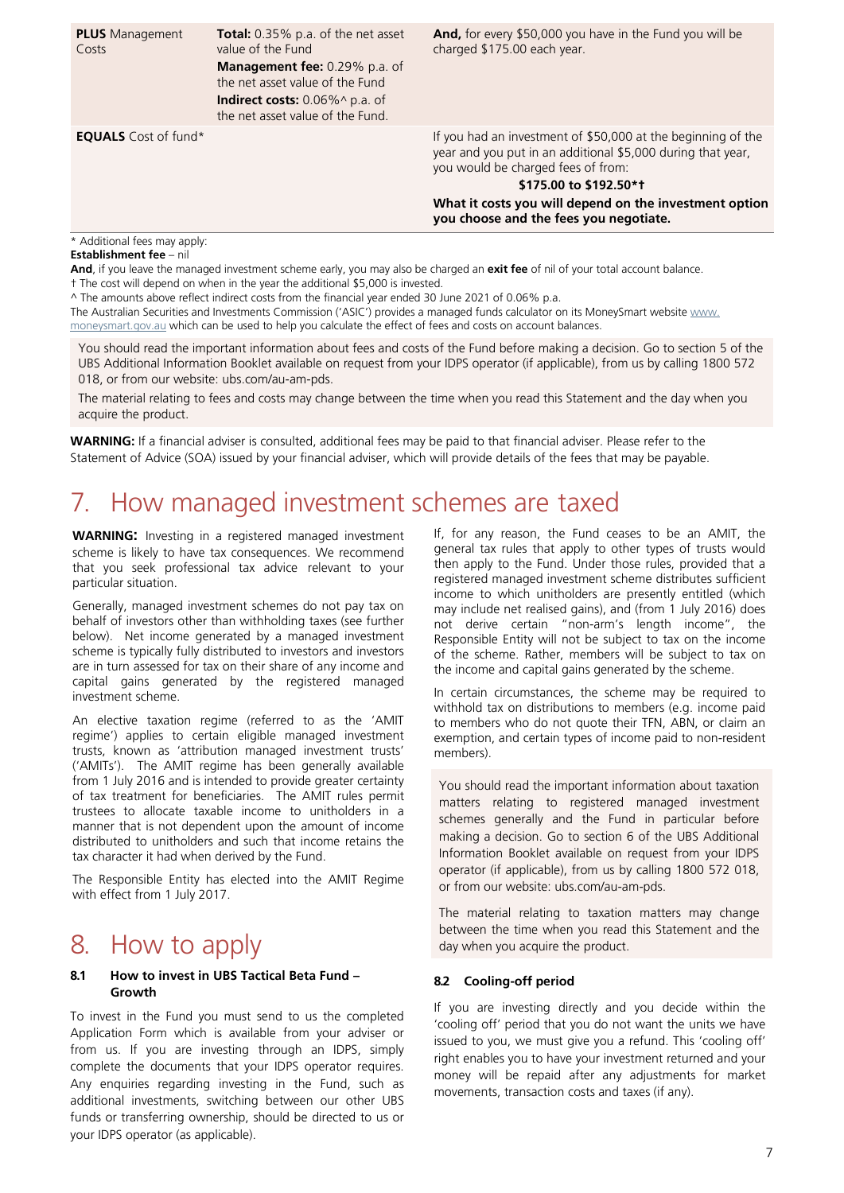| | | |
|---|---|---|
| **PLUS** Management Costs | **Total:** 0.35% p.a. of the net asset value of the Fund<br>**Management fee:** 0.29% p.a. of the net asset value of the Fund<br>**Indirect costs:** 0.06%^ p.a. of the net asset value of the Fund. | **And,** for every $50,000 you have in the Fund you will be charged $175.00 each year. |
| **EQUALS** Cost of fund* | | If you had an investment of $50,000 at the beginning of the year and you put in an additional $5,000 during that year, you would be charged fees of from:<br>**$175.00 to $192.50*†**<br>**What it costs you will depend on the investment option you choose and the fees you negotiate.** |

\* Additional fees may apply:
**Establishment fee** – nil
**And**, if you leave the managed investment scheme early, you may also be charged an **exit fee** of nil of your total account balance.
† The cost will depend on when in the year the additional $5,000 is invested.
^ The amounts above reflect indirect costs from the financial year ended 30 June 2021 of 0.06% p.a.
The Australian Securities and Investments Commission ('ASIC') provides a managed funds calculator on its MoneySmart website www.moneysmart.gov.au which can be used to help you calculate the effect of fees and costs on account balances.

You should read the important information about fees and costs of the Fund before making a decision. Go to section 5 of the UBS Additional Information Booklet available on request from your IDPS operator (if applicable), from us by calling 1800 572 018, or from our website: ubs.com/au-am-pds.

The material relating to fees and costs may change between the time when you read this Statement and the day when you acquire the product.

**WARNING:** If a financial adviser is consulted, additional fees may be paid to that financial adviser. Please refer to the Statement of Advice (SOA) issued by your financial adviser, which will provide details of the fees that may be payable.

# 7. How managed investment schemes are taxed

**WARNING:** Investing in a registered managed investment scheme is likely to have tax consequences. We recommend that you seek professional tax advice relevant to your particular situation.

Generally, managed investment schemes do not pay tax on behalf of investors other than withholding taxes (see further below). Net income generated by a managed investment scheme is typically fully distributed to investors and investors are in turn assessed for tax on their share of any income and capital gains generated by the registered managed investment scheme.

An elective taxation regime (referred to as the 'AMIT regime') applies to certain eligible managed investment trusts, known as 'attribution managed investment trusts' ('AMITs'). The AMIT regime has been generally available from 1 July 2016 and is intended to provide greater certainty of tax treatment for beneficiaries. The AMIT rules permit trustees to allocate taxable income to unitholders in a manner that is not dependent upon the amount of income distributed to unitholders and such that income retains the tax character it had when derived by the Fund.

The Responsible Entity has elected into the AMIT Regime with effect from 1 July 2017.

If, for any reason, the Fund ceases to be an AMIT, the general tax rules that apply to other types of trusts would then apply to the Fund. Under those rules, provided that a registered managed investment scheme distributes sufficient income to which unitholders are presently entitled (which may include net realised gains), and (from 1 July 2016) does not derive certain "non-arm's length income", the Responsible Entity will not be subject to tax on the income of the scheme. Rather, members will be subject to tax on the income and capital gains generated by the scheme.

In certain circumstances, the scheme may be required to withhold tax on distributions to members (e.g. income paid to members who do not quote their TFN, ABN, or claim an exemption, and certain types of income paid to non-resident members).

You should read the important information about taxation matters relating to registered managed investment schemes generally and the Fund in particular before making a decision. Go to section 6 of the UBS Additional Information Booklet available on request from your IDPS operator (if applicable), from us by calling 1800 572 018, or from our website: ubs.com/au-am-pds.

The material relating to taxation matters may change between the time when you read this Statement and the day when you acquire the product.

# 8. How to apply

### 8.1 How to invest in UBS Tactical Beta Fund – Growth

To invest in the Fund you must send to us the completed Application Form which is available from your adviser or from us. If you are investing through an IDPS, simply complete the documents that your IDPS operator requires. Any enquiries regarding investing in the Fund, such as additional investments, switching between our other UBS funds or transferring ownership, should be directed to us or your IDPS operator (as applicable).

### 8.2 Cooling-off period

If you are investing directly and you decide within the 'cooling off' period that you do not want the units we have issued to you, we must give you a refund. This 'cooling off' right enables you to have your investment returned and your money will be repaid after any adjustments for market movements, transaction costs and taxes (if any).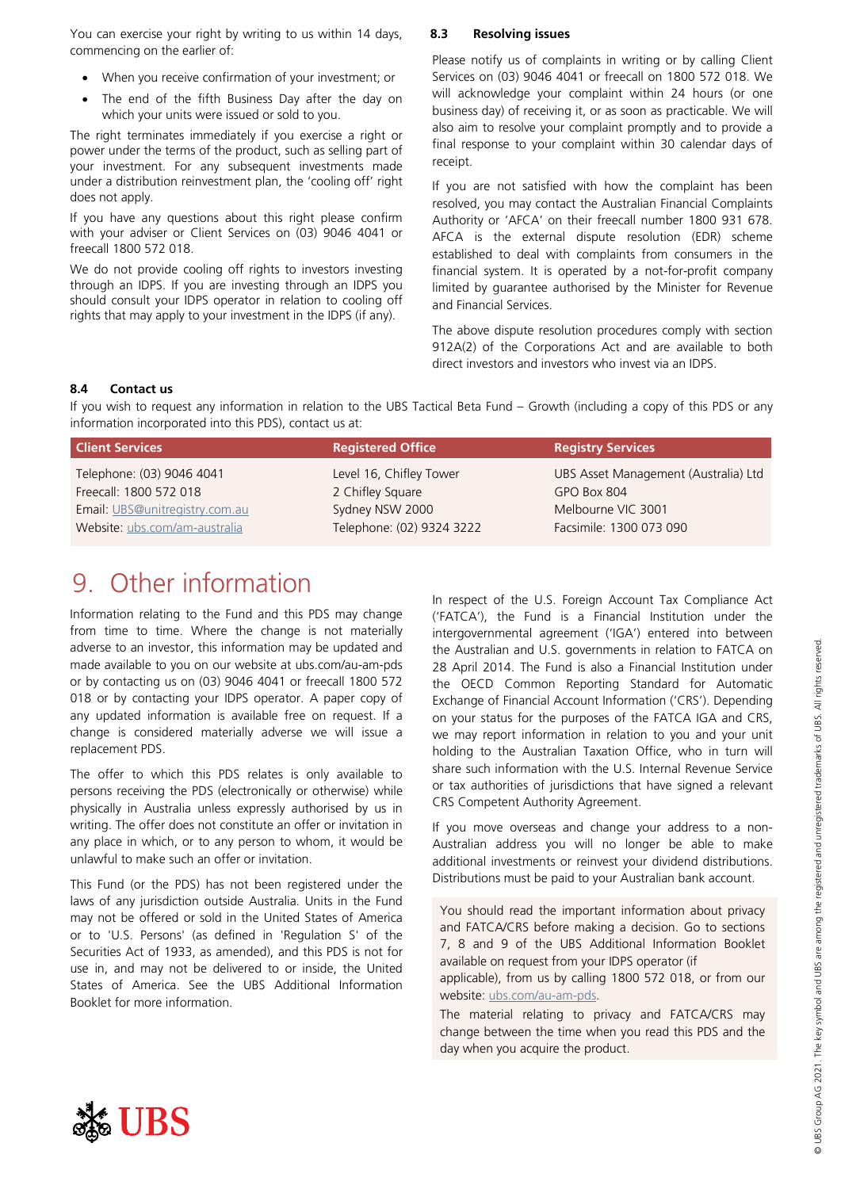You can exercise your right by writing to us within 14 days, commencing on the earlier of:

- When you receive confirmation of your investment; or
- The end of the fifth Business Day after the day on which your units were issued or sold to you.

The right terminates immediately if you exercise a right or power under the terms of the product, such as selling part of your investment. For any subsequent investments made under a distribution reinvestment plan, the 'cooling off' right does not apply.

If you have any questions about this right please confirm with your adviser or Client Services on (03) 9046 4041 or freecall 1800 572 018.

We do not provide cooling off rights to investors investing through an IDPS. If you are investing through an IDPS you should consult your IDPS operator in relation to cooling off rights that may apply to your investment in the IDPS (if any).

### 8.3 Resolving issues

Please notify us of complaints in writing or by calling Client Services on (03) 9046 4041 or freecall on 1800 572 018. We will acknowledge your complaint within 24 hours (or one business day) of receiving it, or as soon as practicable. We will also aim to resolve your complaint promptly and to provide a final response to your complaint within 30 calendar days of receipt.

If you are not satisfied with how the complaint has been resolved, you may contact the Australian Financial Complaints Authority or 'AFCA' on their freecall number 1800 931 678. AFCA is the external dispute resolution (EDR) scheme established to deal with complaints from consumers in the financial system. It is operated by a not-for-profit company limited by guarantee authorised by the Minister for Revenue and Financial Services.

The above dispute resolution procedures comply with section 912A(2) of the Corporations Act and are available to both direct investors and investors who invest via an IDPS.

### 8.4 Contact us

If you wish to request any information in relation to the UBS Tactical Beta Fund – Growth (including a copy of this PDS or any information incorporated into this PDS), contact us at:

| Client Services | Registered Office | Registry Services |
|---|---|---|
| Telephone: (03) 9046 4041 | Level 16, Chifley Tower | UBS Asset Management (Australia) Ltd |
| Freecall: 1800 572 018 | 2 Chifley Square | GPO Box 804 |
| Email: UBS@unitregistry.com.au | Sydney NSW 2000 | Melbourne VIC 3001 |
| Website: ubs.com/am-australia | Telephone: (02) 9324 3222 | Facsimile: 1300 073 090 |

# 9. Other information

Information relating to the Fund and this PDS may change from time to time. Where the change is not materially adverse to an investor, this information may be updated and made available to you on our website at ubs.com/au-am-pds or by contacting us on (03) 9046 4041 or freecall 1800 572 018 or by contacting your IDPS operator. A paper copy of any updated information is available free on request. If a change is considered materially adverse we will issue a replacement PDS.

The offer to which this PDS relates is only available to persons receiving the PDS (electronically or otherwise) while physically in Australia unless expressly authorised by us in writing. The offer does not constitute an offer or invitation in any place in which, or to any person to whom, it would be unlawful to make such an offer or invitation.

This Fund (or the PDS) has not been registered under the laws of any jurisdiction outside Australia. Units in the Fund may not be offered or sold in the United States of America or to 'U.S. Persons' (as defined in 'Regulation S' of the Securities Act of 1933, as amended), and this PDS is not for use in, and may not be delivered to or inside, the United States of America. See the UBS Additional Information Booklet for more information.

In respect of the U.S. Foreign Account Tax Compliance Act ('FATCA'), the Fund is a Financial Institution under the intergovernmental agreement ('IGA') entered into between the Australian and U.S. governments in relation to FATCA on 28 April 2014. The Fund is also a Financial Institution under the OECD Common Reporting Standard for Automatic Exchange of Financial Account Information ('CRS'). Depending on your status for the purposes of the FATCA IGA and CRS, we may report information in relation to you and your unit holding to the Australian Taxation Office, who in turn will share such information with the U.S. Internal Revenue Service or tax authorities of jurisdictions that have signed a relevant CRS Competent Authority Agreement.

If you move overseas and change your address to a non-Australian address you will no longer be able to make additional investments or reinvest your dividend distributions. Distributions must be paid to your Australian bank account.

You should read the important information about privacy and FATCA/CRS before making a decision. Go to sections 7, 8 and 9 of the UBS Additional Information Booklet available on request from your IDPS operator (if applicable), from us by calling 1800 572 018, or from our website: ubs.com/au-am-pds.

The material relating to privacy and FATCA/CRS may change between the time when you read this PDS and the day when you acquire the product.

UBS

© UBS Group AG 2021. The key symbol and UBS are among the registered and unregistered trademarks of UBS. All rights reserved.